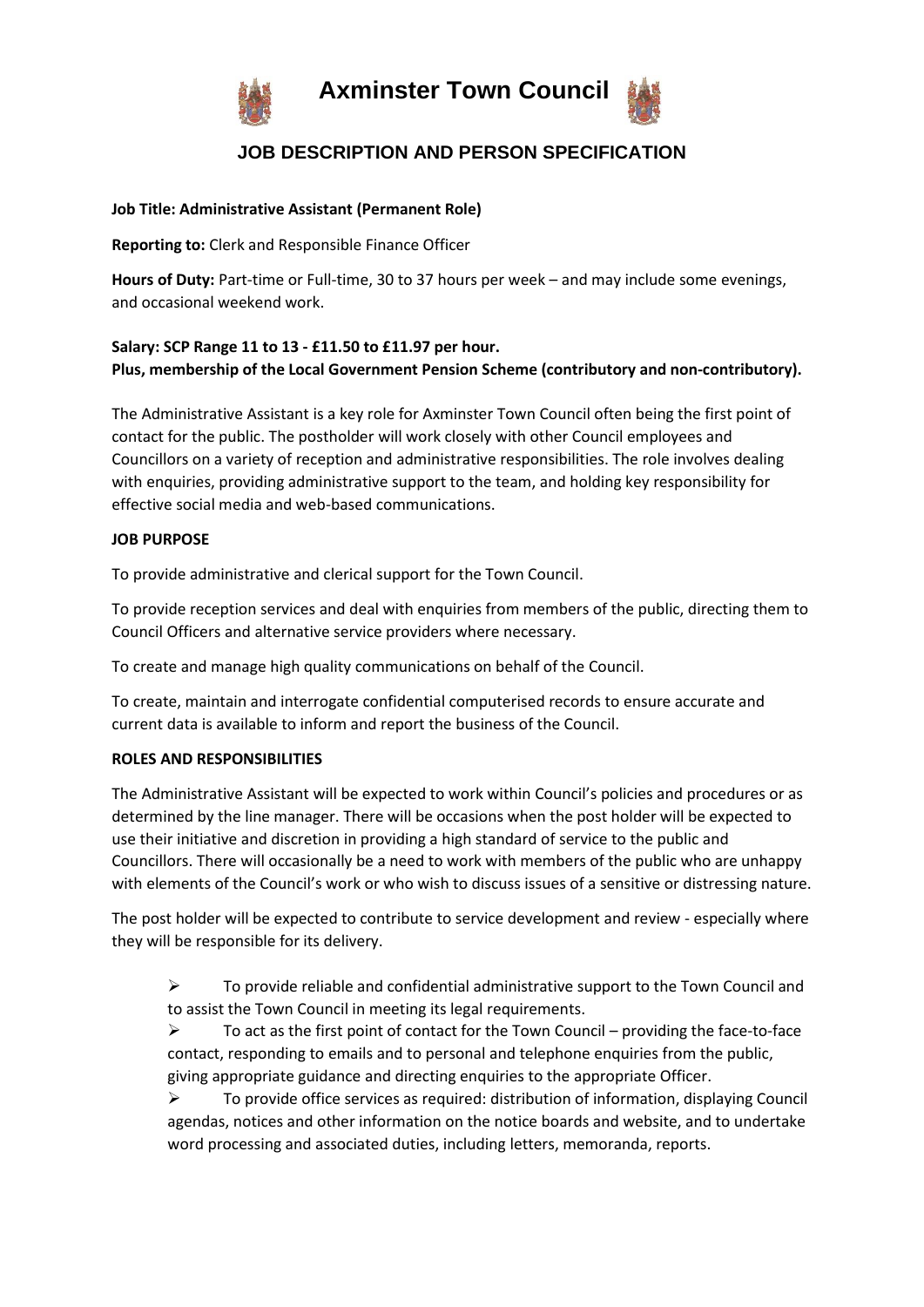# Axminster Town Council

## JOB DESCRIPTION AND PERSON SPECIFICATION

**Job Title: Administrative Assistant (Permanent Role)**

**Reporting to:** Clerk and Responsible Finance Officer

**Hours of Duty:** Part-time or Full-time, 30 to 37 hours per week – and may include some evenings, and occasional weekend work.

**Salary: SCP Range 11 to 13 - £11.50 to £11.97 per hour.**
**Plus, membership of the Local Government Pension Scheme (contributory and non-contributory).**

The Administrative Assistant is a key role for Axminster Town Council often being the first point of contact for the public. The postholder will work closely with other Council employees and Councillors on a variety of reception and administrative responsibilities. The role involves dealing with enquiries, providing administrative support to the team, and holding key responsibility for effective social media and web-based communications.

**JOB PURPOSE**

To provide administrative and clerical support for the Town Council.

To provide reception services and deal with enquiries from members of the public, directing them to Council Officers and alternative service providers where necessary.

To create and manage high quality communications on behalf of the Council.

To create, maintain and interrogate confidential computerised records to ensure accurate and current data is available to inform and report the business of the Council.

**ROLES AND RESPONSIBILITIES**

The Administrative Assistant will be expected to work within Council's policies and procedures or as determined by the line manager. There will be occasions when the post holder will be expected to use their initiative and discretion in providing a high standard of service to the public and Councillors. There will occasionally be a need to work with members of the public who are unhappy with elements of the Council's work or who wish to discuss issues of a sensitive or distressing nature.

The post holder will be expected to contribute to service development and review - especially where they will be responsible for its delivery.

- To provide reliable and confidential administrative support to the Town Council and to assist the Town Council in meeting its legal requirements.
- To act as the first point of contact for the Town Council – providing the face-to-face contact, responding to emails and to personal and telephone enquiries from the public, giving appropriate guidance and directing enquiries to the appropriate Officer.
- To provide office services as required: distribution of information, displaying Council agendas, notices and other information on the notice boards and website, and to undertake word processing and associated duties, including letters, memoranda, reports.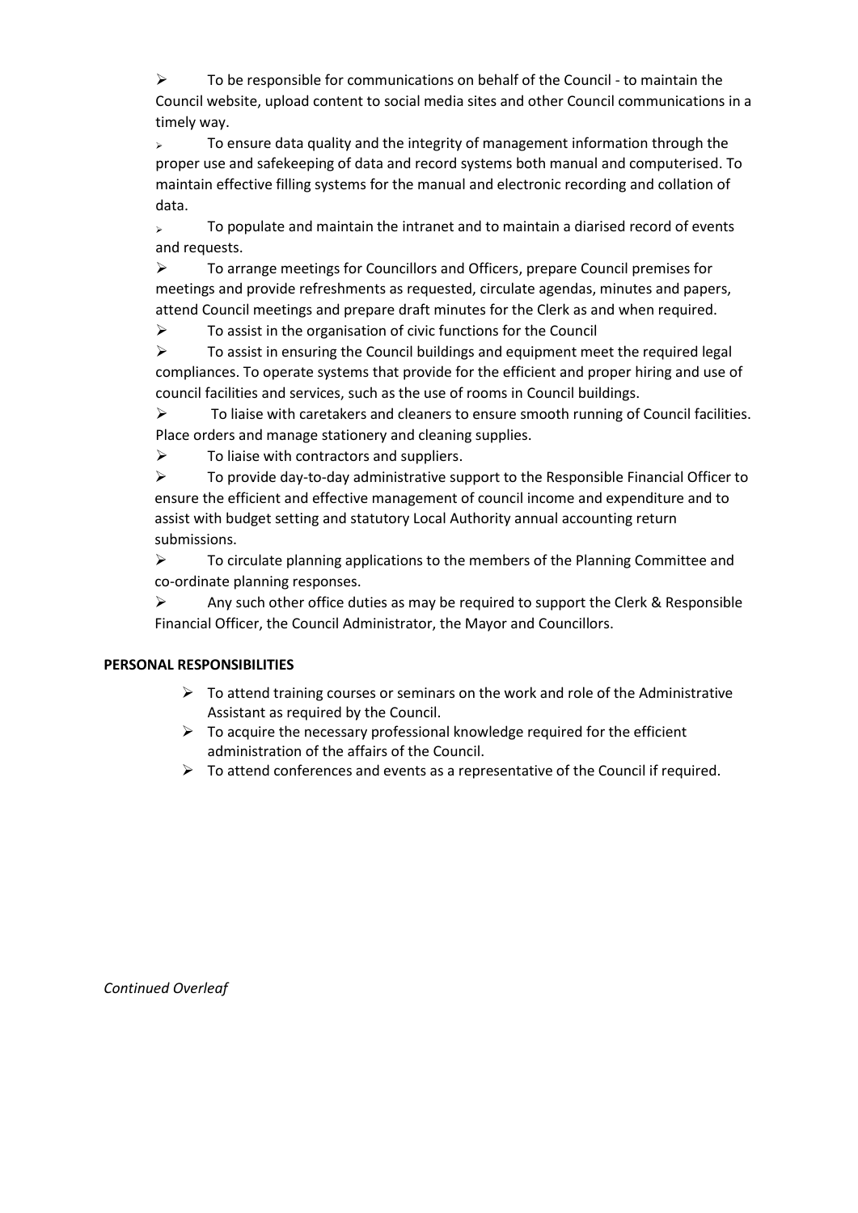- To be responsible for communications on behalf of the Council - to maintain the Council website, upload content to social media sites and other Council communications in a timely way.
- To ensure data quality and the integrity of management information through the proper use and safekeeping of data and record systems both manual and computerised. To maintain effective filling systems for the manual and electronic recording and collation of data.
- To populate and maintain the intranet and to maintain a diarised record of events and requests.
- To arrange meetings for Councillors and Officers, prepare Council premises for meetings and provide refreshments as requested, circulate agendas, minutes and papers, attend Council meetings and prepare draft minutes for the Clerk as and when required.
- To assist in the organisation of civic functions for the Council
- To assist in ensuring the Council buildings and equipment meet the required legal compliances. To operate systems that provide for the efficient and proper hiring and use of council facilities and services, such as the use of rooms in Council buildings.
- To liaise with caretakers and cleaners to ensure smooth running of Council facilities. Place orders and manage stationery and cleaning supplies.
- To liaise with contractors and suppliers.
- To provide day-to-day administrative support to the Responsible Financial Officer to ensure the efficient and effective management of council income and expenditure and to assist with budget setting and statutory Local Authority annual accounting return submissions.
- To circulate planning applications to the members of the Planning Committee and co-ordinate planning responses.
- Any such other office duties as may be required to support the Clerk & Responsible Financial Officer, the Council Administrator, the Mayor and Councillors.

**PERSONAL RESPONSIBILITIES**

- To attend training courses or seminars on the work and role of the Administrative Assistant as required by the Council.
- To acquire the necessary professional knowledge required for the efficient administration of the affairs of the Council.
- To attend conferences and events as a representative of the Council if required.

*Continued Overleaf*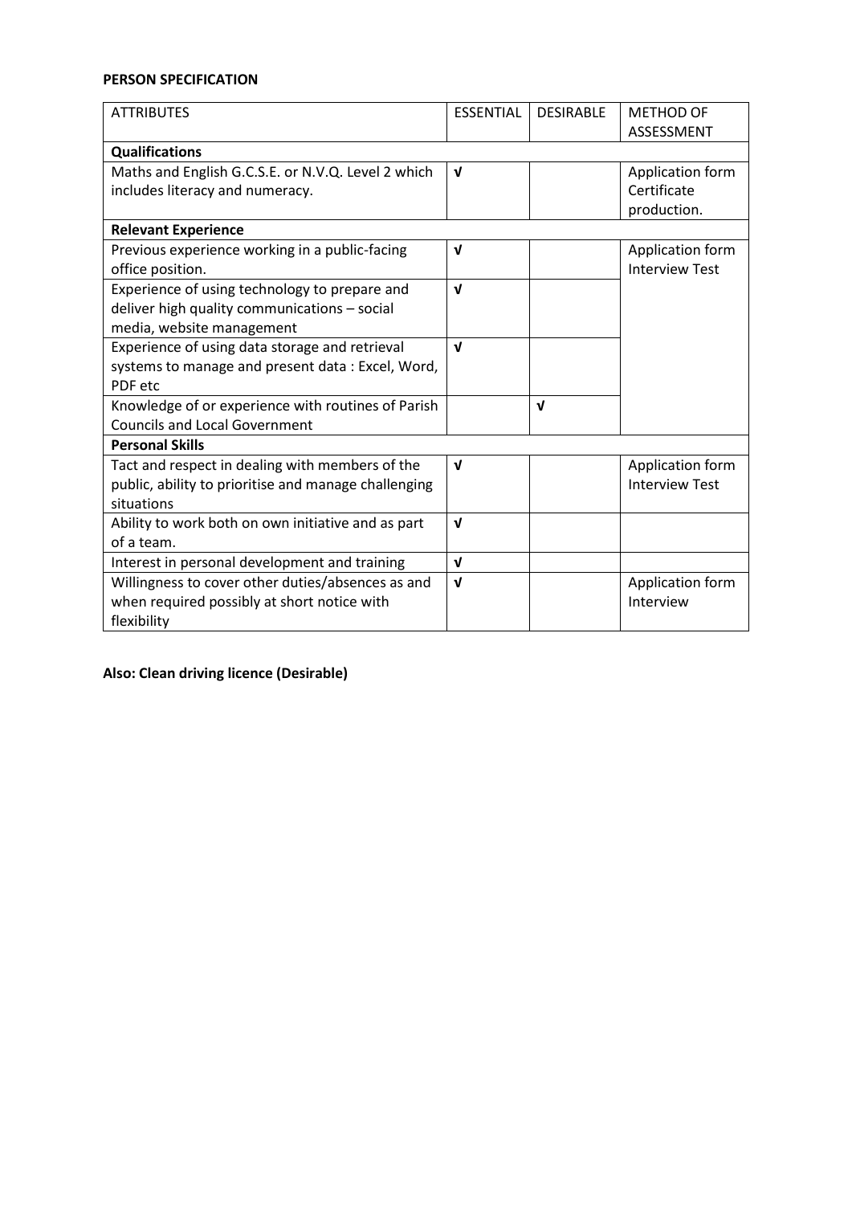**PERSON SPECIFICATION**

| ATTRIBUTES | ESSENTIAL | DESIRABLE | METHOD OF ASSESSMENT |
|---|---|---|---|
| **Qualifications** | | | |
| Maths and English G.C.S.E. or N.V.Q. Level 2 which includes literacy and numeracy. | √ | | Application form Certificate production. |
| **Relevant Experience** | | | |
| Previous experience working in a public-facing office position. | √ | | Application form Interview Test |
| Experience of using technology to prepare and deliver high quality communications – social media, website management | √ | | |
| Experience of using data storage and retrieval systems to manage and present data : Excel, Word, PDF etc | √ | | |
| Knowledge of or experience with routines of Parish Councils and Local Government | | √ | |
| **Personal Skills** | | | |
| Tact and respect in dealing with members of the public, ability to prioritise and manage challenging situations | √ | | Application form Interview Test |
| Ability to work both on own initiative and as part of a team. | √ | | |
| Interest in personal development and training | √ | | |
| Willingness to cover other duties/absences as and when required possibly at short notice with flexibility | √ | | Application form Interview |

**Also: Clean driving licence (Desirable)**